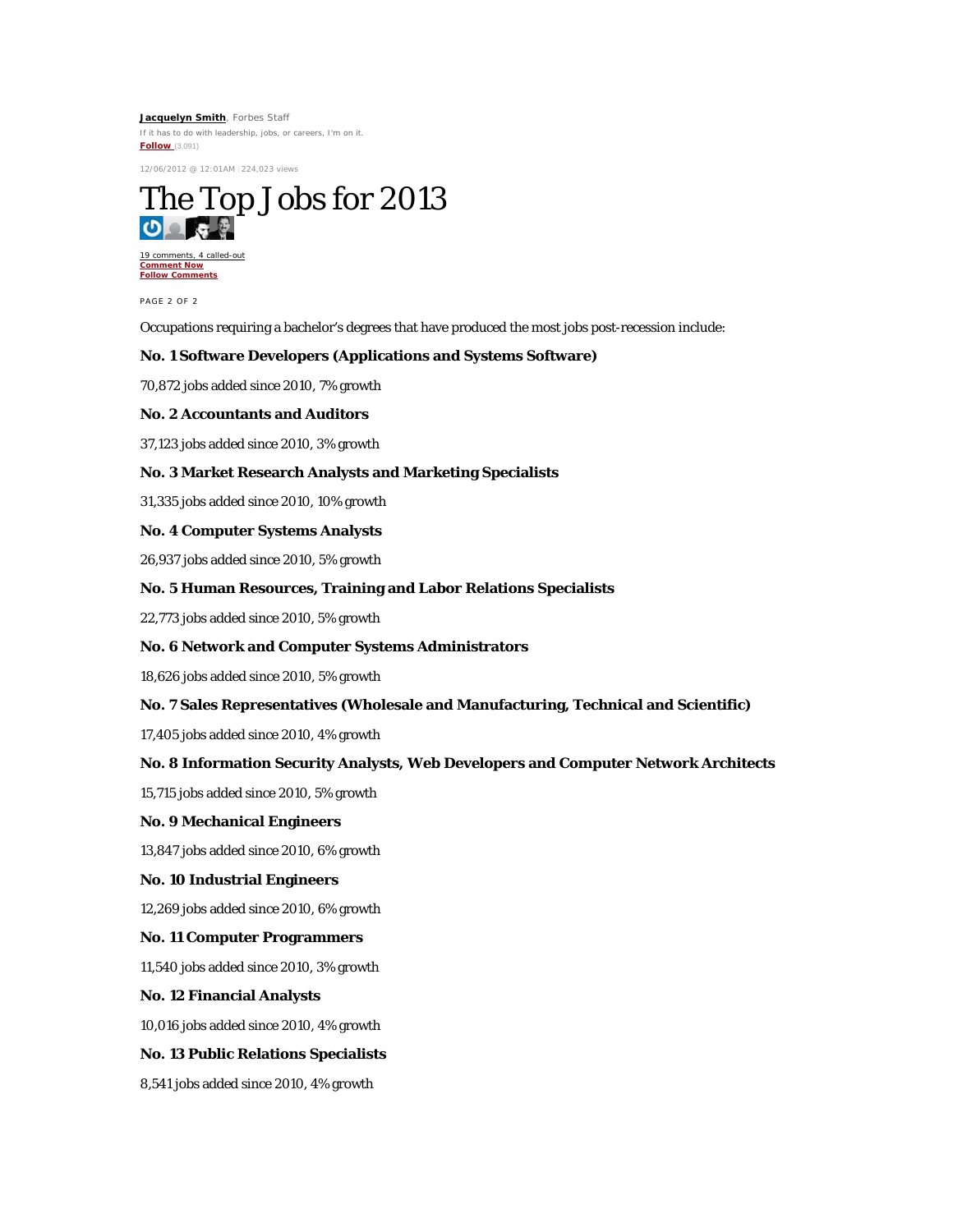**Jacquelyn Smith**, Forbes Staff

If it has to do with leadership, jobs, or careers, I'm on it.

**Follow** (3,091)

12/06/2012 @ 12:01AM | 224,023 views

# The Top Jobs for 2013

19 comments, 4 called-out

**Comment Now**

**Follow Comments**

PAGE 2 OF 2

Occupations requiring a bachelor's degrees that have produced the most jobs post-recession include:

**No. 1 Software Developers (Applications and Systems Software)**

70,872 jobs added since 2010, 7% growth

**No. 2 Accountants and Auditors**

37,123 jobs added since 2010, 3% growth

**No. 3 Market Research Analysts and Marketing Specialists**

31,335 jobs added since 2010, 10% growth

**No. 4 Computer Systems Analysts**

26,937 jobs added since 2010, 5% growth

**No. 5 Human Resources, Training and Labor Relations Specialists**

22,773 jobs added since 2010, 5% growth

**No. 6 Network and Computer Systems Administrators**

18,626 jobs added since 2010, 5% growth

**No. 7 Sales Representatives (Wholesale and Manufacturing, Technical and Scientific)**

17,405 jobs added since 2010, 4% growth

**No. 8 Information Security Analysts, Web Developers and Computer Network Architects**

15,715 jobs added since 2010, 5% growth

**No. 9 Mechanical Engineers**

13,847 jobs added since 2010, 6% growth

**No. 10 Industrial Engineers**

12,269 jobs added since 2010, 6% growth

**No. 11 Computer Programmers**

11,540 jobs added since 2010, 3% growth

**No. 12 Financial Analysts**

10,016 jobs added since 2010, 4% growth

**No. 13 Public Relations Specialists**

8,541 jobs added since 2010, 4% growth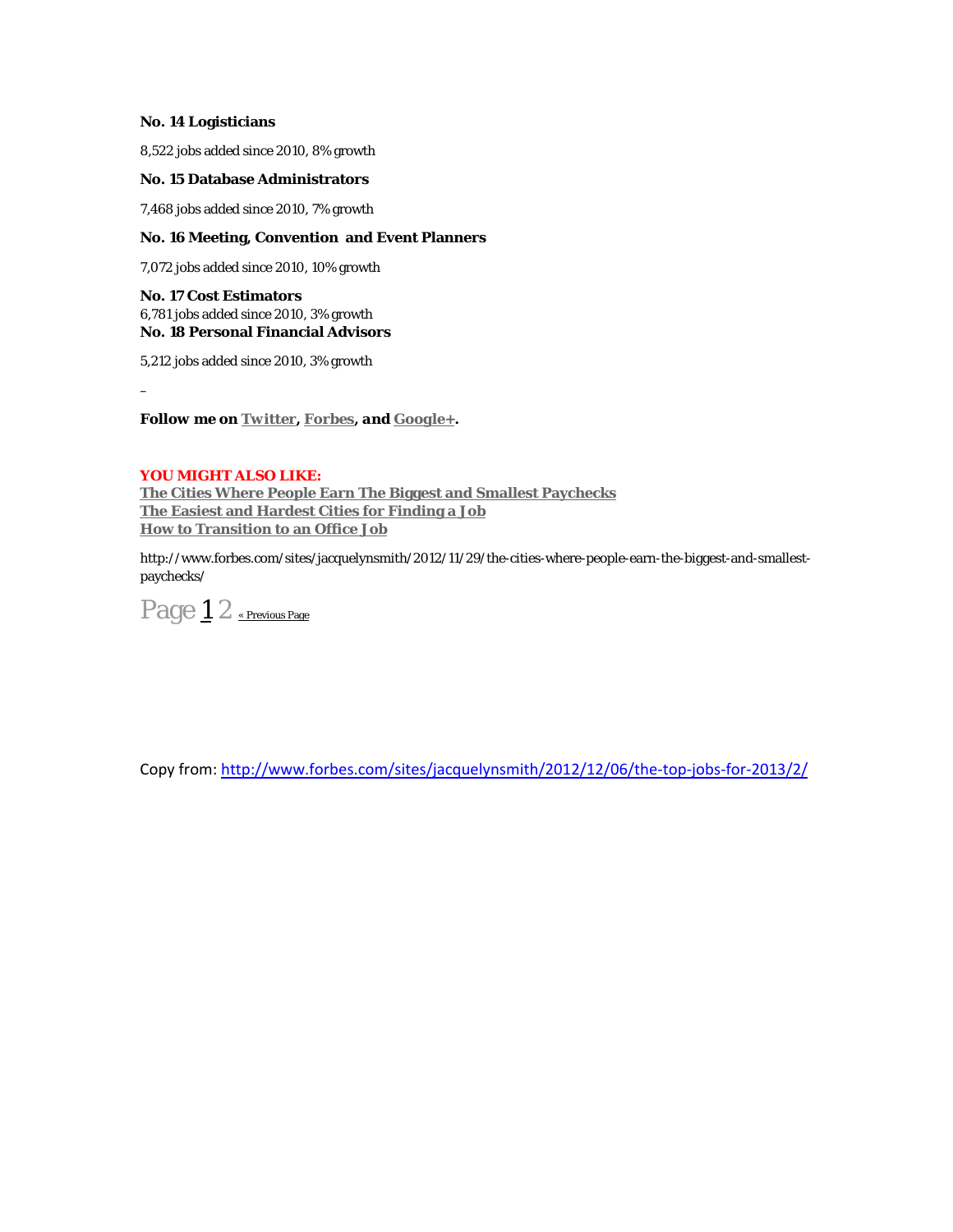**No. 14 Logisticians**

8,522 jobs added since 2010, 8% growth

**No. 15 Database Administrators**

7,468 jobs added since 2010, 7% growth

**No. 16 Meeting, Convention and Event Planners**

7,072 jobs added since 2010, 10% growth

**No. 17 Cost Estimators**

6,781 jobs added since 2010, 3% growth

**No. 18 Personal Financial Advisors**

5,212 jobs added since 2010, 3% growth

–

**Follow me on Twitter, Forbes, and Google+.**

**YOU MIGHT ALSO LIKE:**

**The Cities Where People Earn The Biggest and Smallest Paychecks**
**The Easiest and Hardest Cities for Finding a Job**
**How to Transition to an Office Job**

http://www.forbes.com/sites/jacquelynsmith/2012/11/29/the-cities-where-people-earn-the-biggest-and-smallest-paychecks/

Page 1 2 « Previous Page

Copy from: http://www.forbes.com/sites/jacquelynsmith/2012/12/06/the-top-jobs-for-2013/2/